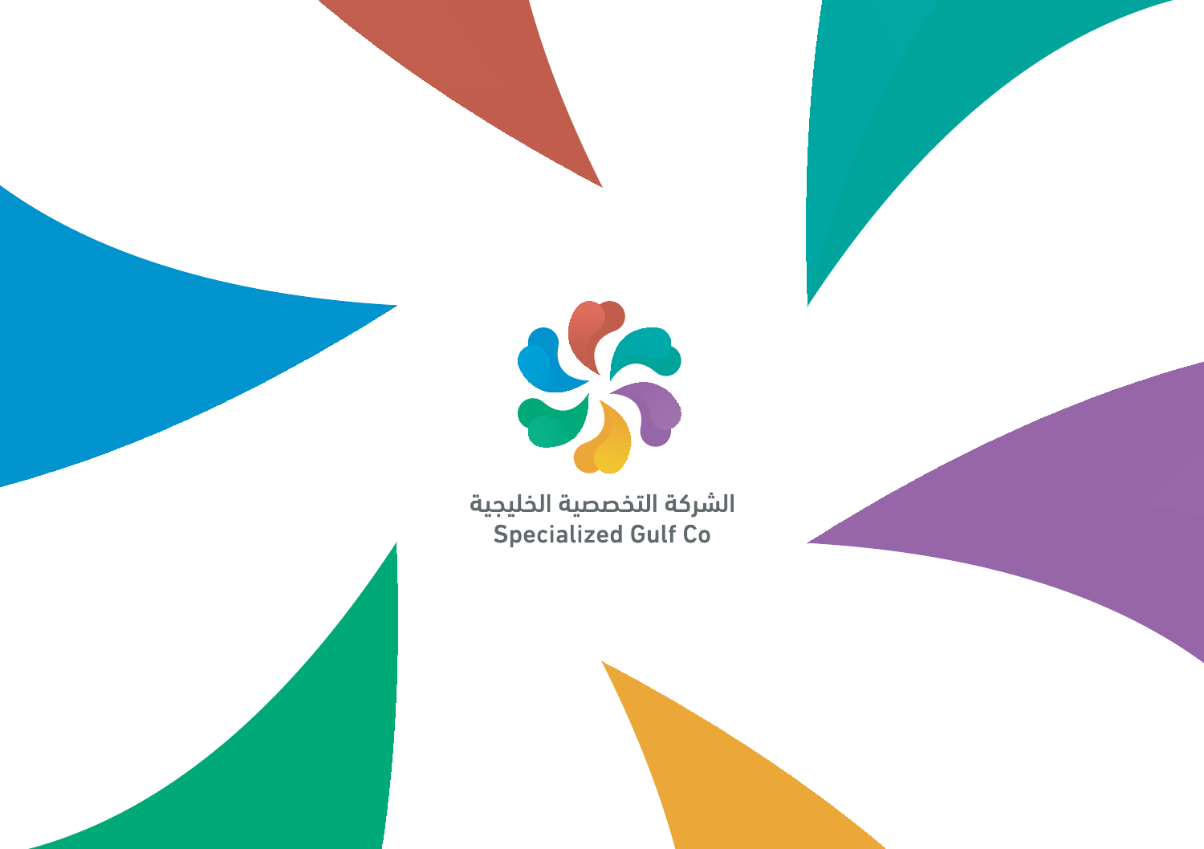الشركة التخصصية الخليجية

Specialized Gulf Co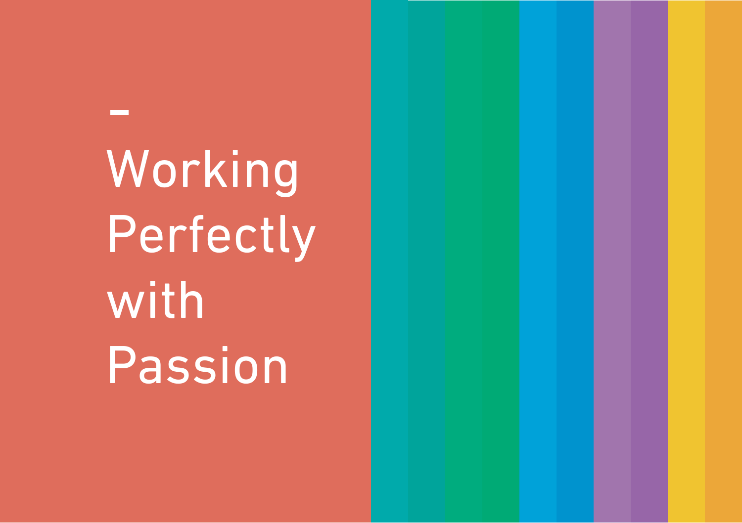–

# Working Perfectly with Passion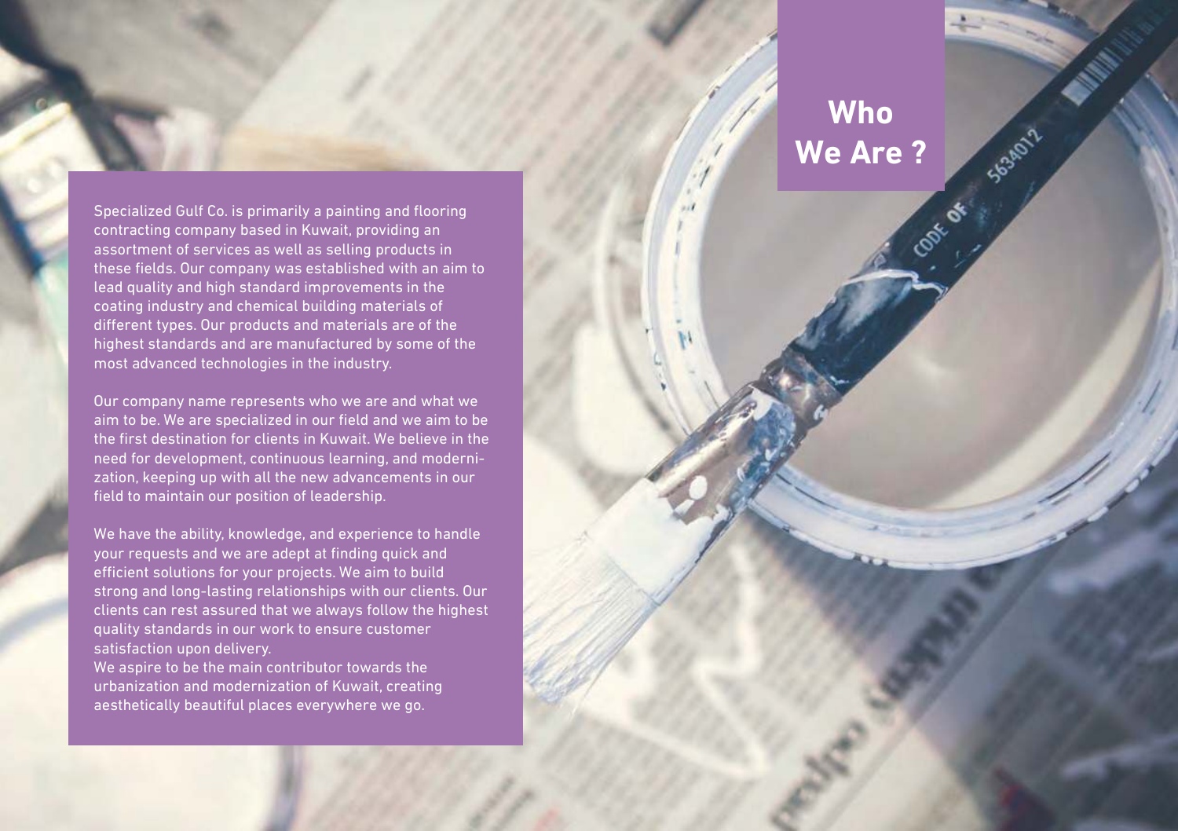# Who We Are ?

Specialized Gulf Co. is primarily a painting and flooring contracting company based in Kuwait, providing an assortment of services as well as selling products in these fields. Our company was established with an aim to lead quality and high standard improvements in the coating industry and chemical building materials of different types. Our products and materials are of the highest standards and are manufactured by some of the most advanced technologies in the industry.

Our company name represents who we are and what we aim to be. We are specialized in our field and we aim to be the first destination for clients in Kuwait. We believe in the need for development, continuous learning, and modernization, keeping up with all the new advancements in our field to maintain our position of leadership.

We have the ability, knowledge, and experience to handle your requests and we are adept at finding quick and efficient solutions for your projects. We aim to build strong and long-lasting relationships with our clients. Our clients can rest assured that we always follow the highest quality standards in our work to ensure customer satisfaction upon delivery.
We aspire to be the main contributor towards the urbanization and modernization of Kuwait, creating aesthetically beautiful places everywhere we go.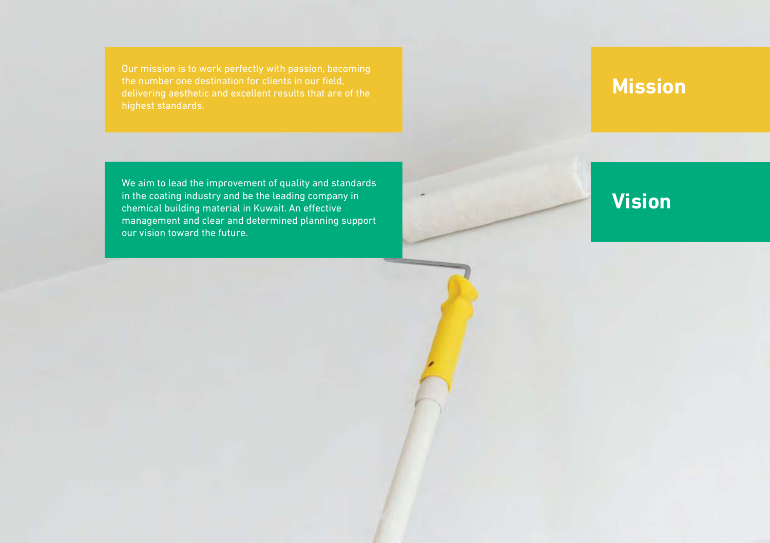## Mission

Our mission is to work perfectly with passion, becoming the number one destination for clients in our field, delivering aesthetic and excellent results that are of the highest standards.

## Vision

We aim to lead the improvement of quality and standards in the coating industry and be the leading company in chemical building material in Kuwait. An effective management and clear and determined planning support our vision toward the future.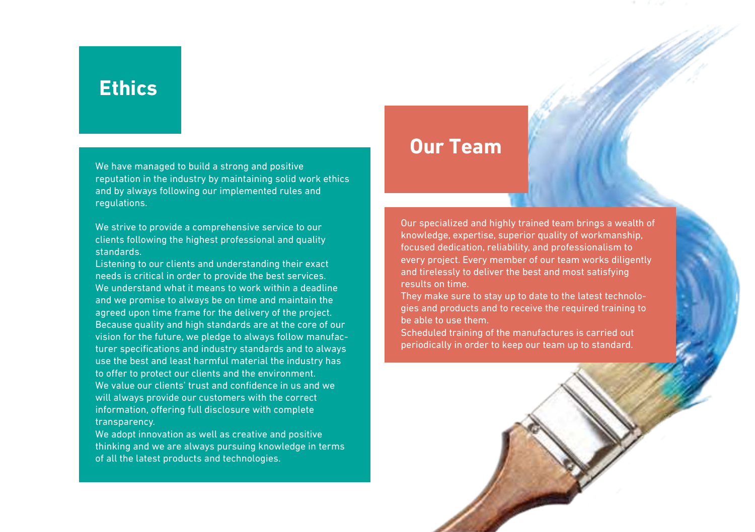## Ethics

We have managed to build a strong and positive reputation in the industry by maintaining solid work ethics and by always following our implemented rules and regulations.

We strive to provide a comprehensive service to our clients following the highest professional and quality standards.
Listening to our clients and understanding their exact needs is critical in order to provide the best services.
We understand what it means to work within a deadline and we promise to always be on time and maintain the agreed upon time frame for the delivery of the project.
Because quality and high standards are at the core of our vision for the future, we pledge to always follow manufacturer specifications and industry standards and to always use the best and least harmful material the industry has to offer to protect our clients and the environment.
We value our clients' trust and confidence in us and we will always provide our customers with the correct information, offering full disclosure with complete transparency.
We adopt innovation as well as creative and positive thinking and we are always pursuing knowledge in terms of all the latest products and technologies.

## Our Team

Our specialized and highly trained team brings a wealth of knowledge, expertise, superior quality of workmanship, focused dedication, reliability, and professionalism to every project. Every member of our team works diligently and tirelessly to deliver the best and most satisfying results on time.
They make sure to stay up to date to the latest technologies and products and to receive the required training to be able to use them.
Scheduled training of the manufactures is carried out periodically in order to keep our team up to standard.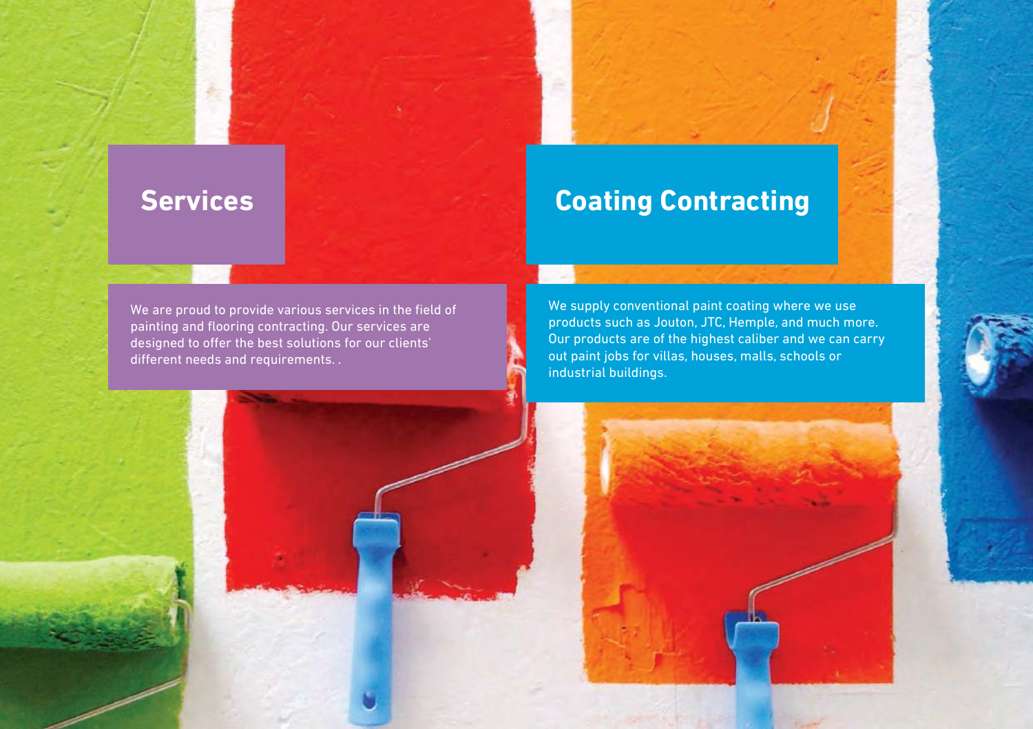## Services

We are proud to provide various services in the field of painting and flooring contracting. Our services are designed to offer the best solutions for our clients' different needs and requirements. .

## Coating Contracting

We supply conventional paint coating where we use products such as Jouton, JTC, Hemple, and much more. Our products are of the highest caliber and we can carry out paint jobs for villas, houses, malls, schools or industrial buildings.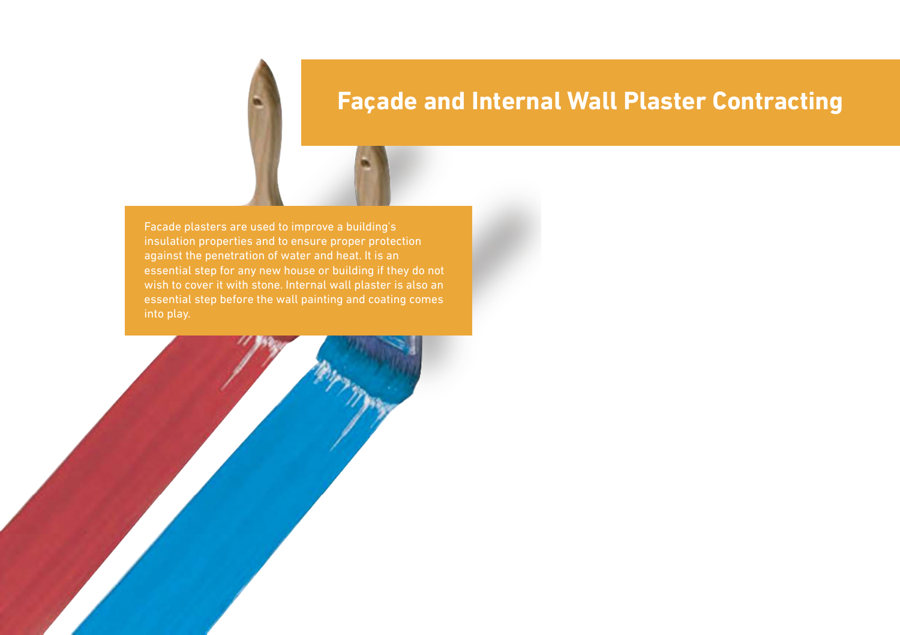# Façade and Internal Wall Plaster Contracting

Facade plasters are used to improve a building's insulation properties and to ensure proper protection against the penetration of water and heat. It is an essential step for any new house or building if they do not wish to cover it with stone. Internal wall plaster is also an essential step before the wall painting and coating comes into play.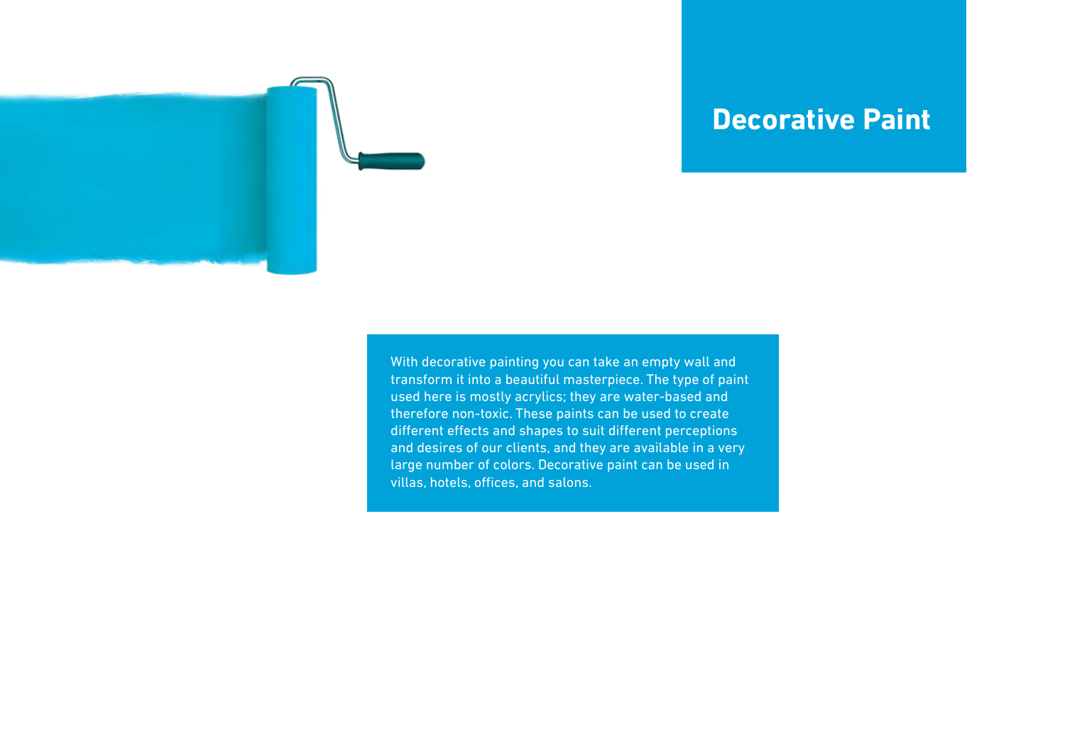# Decorative Paint

With decorative painting you can take an empty wall and transform it into a beautiful masterpiece. The type of paint used here is mostly acrylics; they are water-based and therefore non-toxic. These paints can be used to create different effects and shapes to suit different perceptions and desires of our clients, and they are available in a very large number of colors. Decorative paint can be used in villas, hotels, offices, and salons.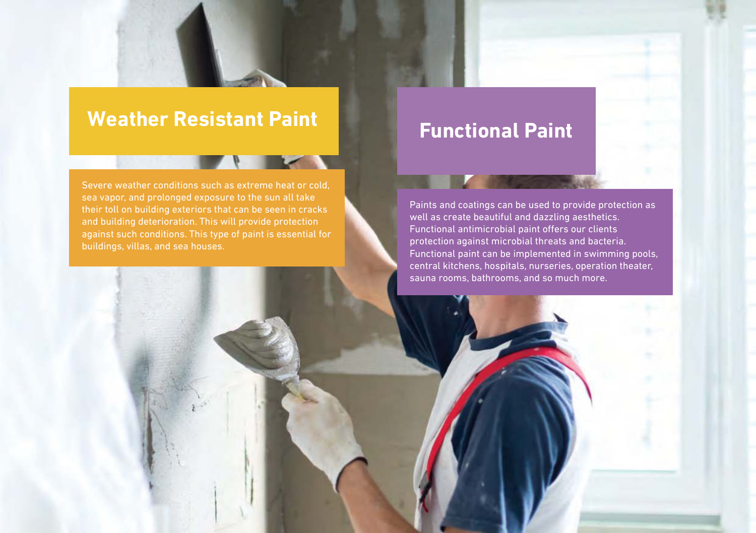## Weather Resistant Paint

Severe weather conditions such as extreme heat or cold, sea vapor, and prolonged exposure to the sun all take their toll on building exteriors that can be seen in cracks and building deterioration. This will provide protection against such conditions. This type of paint is essential for buildings, villas, and sea houses.

## Functional Paint

Paints and coatings can be used to provide protection as well as create beautiful and dazzling aesthetics. Functional antimicrobial paint offers our clients protection against microbial threats and bacteria. Functional paint can be implemented in swimming pools, central kitchens, hospitals, nurseries, operation theater, sauna rooms, bathrooms, and so much more.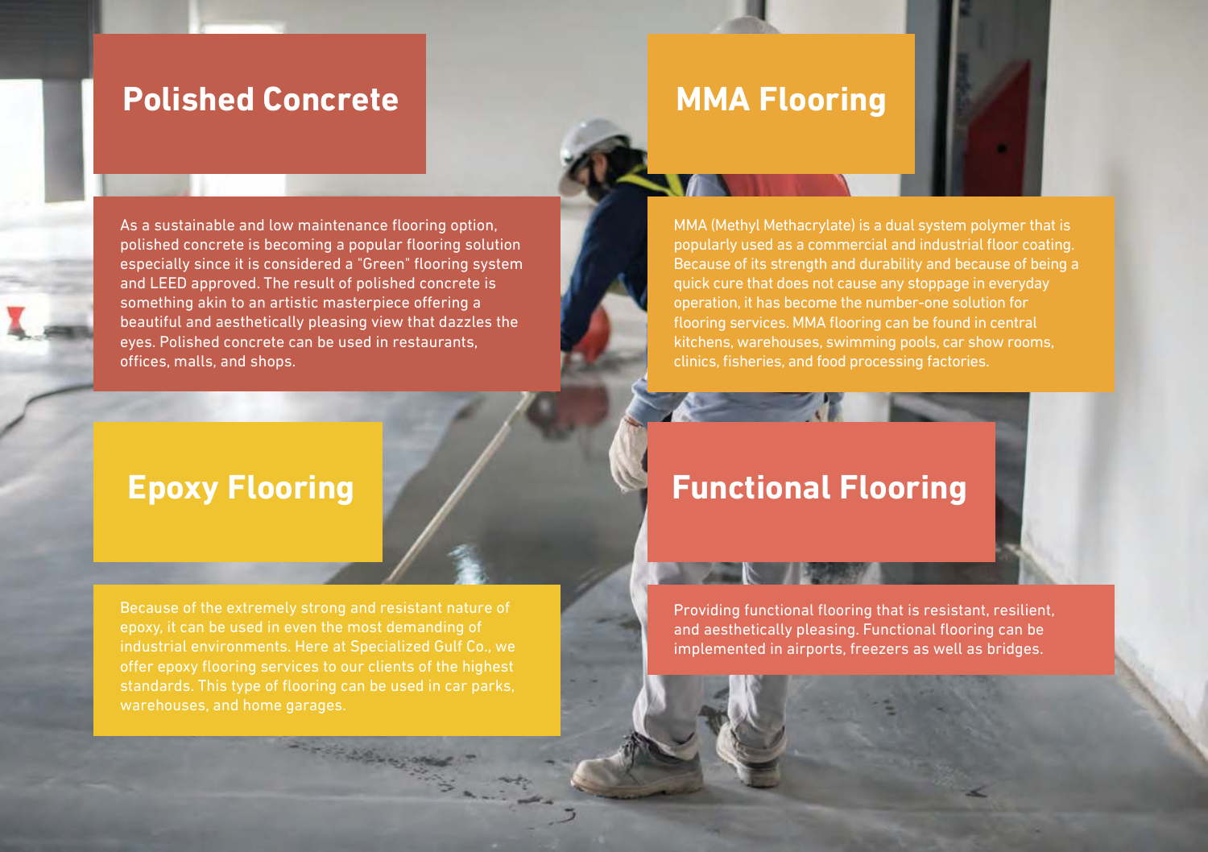## Polished Concrete

As a sustainable and low maintenance flooring option, polished concrete is becoming a popular flooring solution especially since it is considered a "Green" flooring system and LEED approved. The result of polished concrete is something akin to an artistic masterpiece offering a beautiful and aesthetically pleasing view that dazzles the eyes. Polished concrete can be used in restaurants, offices, malls, and shops.

## MMA Flooring

MMA (Methyl Methacrylate) is a dual system polymer that is popularly used as a commercial and industrial floor coating. Because of its strength and durability and because of being a quick cure that does not cause any stoppage in everyday operation, it has become the number-one solution for flooring services. MMA flooring can be found in central kitchens, warehouses, swimming pools, car show rooms, clinics, fisheries, and food processing factories.

## Epoxy Flooring

Because of the extremely strong and resistant nature of epoxy, it can be used in even the most demanding of industrial environments. Here at Specialized Gulf Co., we offer epoxy flooring services to our clients of the highest standards. This type of flooring can be used in car parks, warehouses, and home garages.

## Functional Flooring

Providing functional flooring that is resistant, resilient, and aesthetically pleasing. Functional flooring can be implemented in airports, freezers as well as bridges.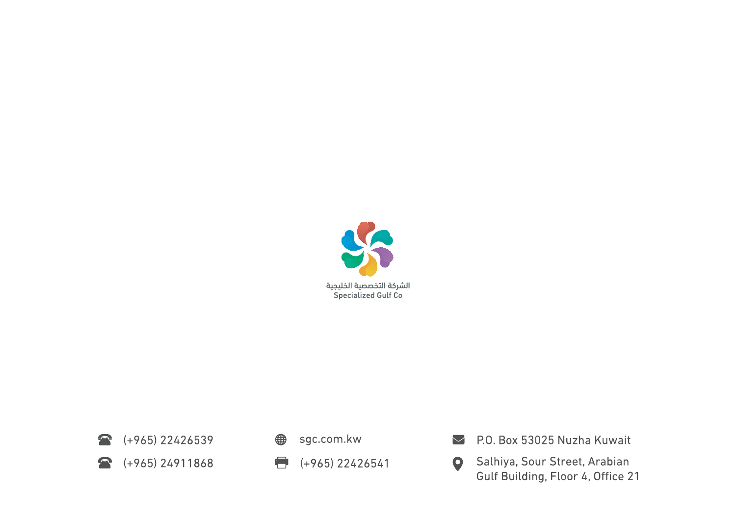الشركة التخصصية الخليجية
Specialized Gulf Co

(+965) 22426539

(+965) 24911868

sgc.com.kw

(+965) 22426541

P.O. Box 53025 Nuzha Kuwait

Salhiya, Sour Street, Arabian Gulf Building, Floor 4, Office 21